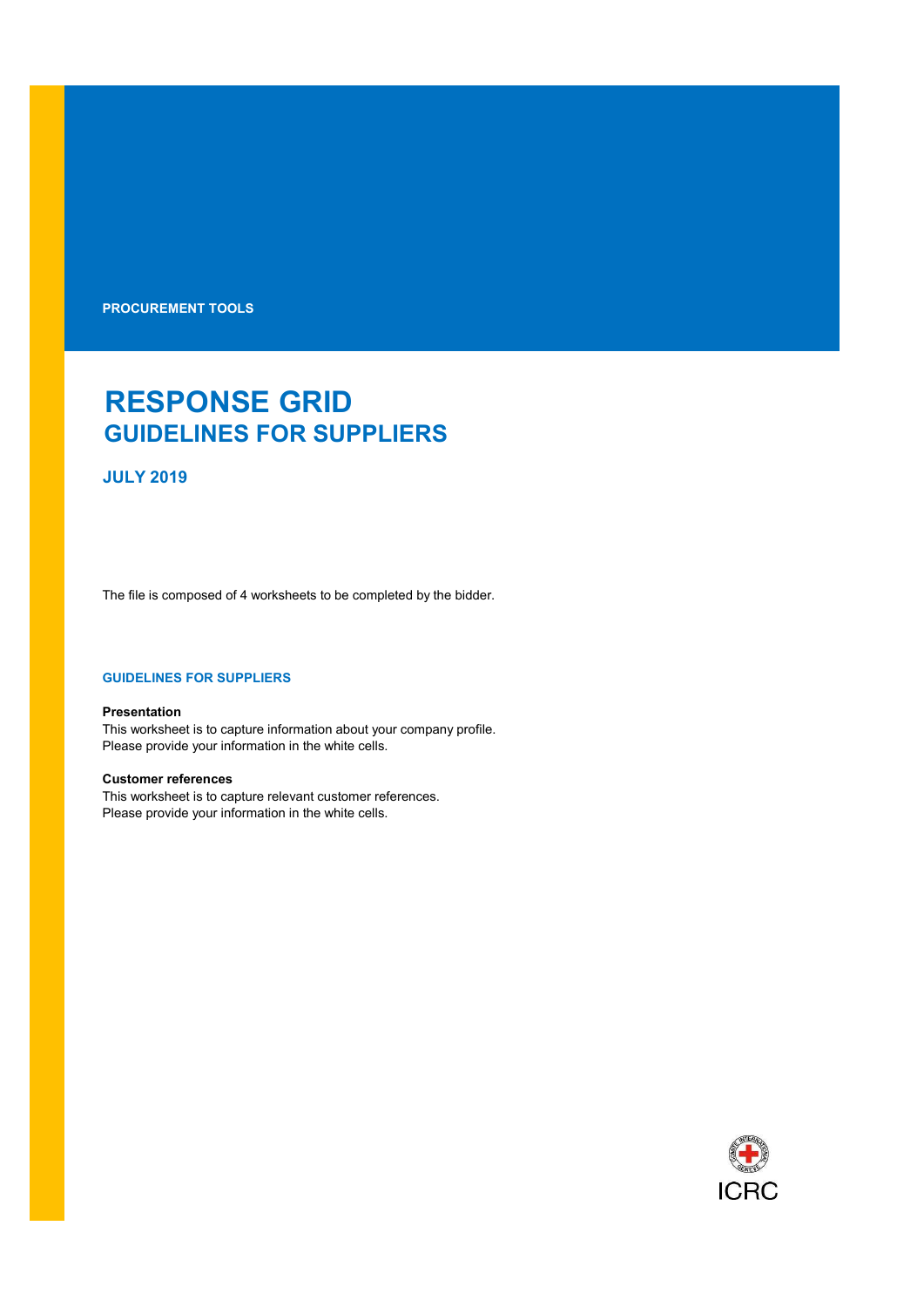PROCUREMENT TOOLS

# RESPONSE GRID
## GUIDELINES FOR SUPPLIERS

**JULY 2019**

The file is composed of 4 worksheets to be completed by the bidder.

### GUIDELINES FOR SUPPLIERS

**Presentation**
This worksheet is to capture information about your company profile.
Please provide your information in the white cells.

**Customer references**
This worksheet is to capture relevant customer references.
Please provide your information in the white cells.

ICRC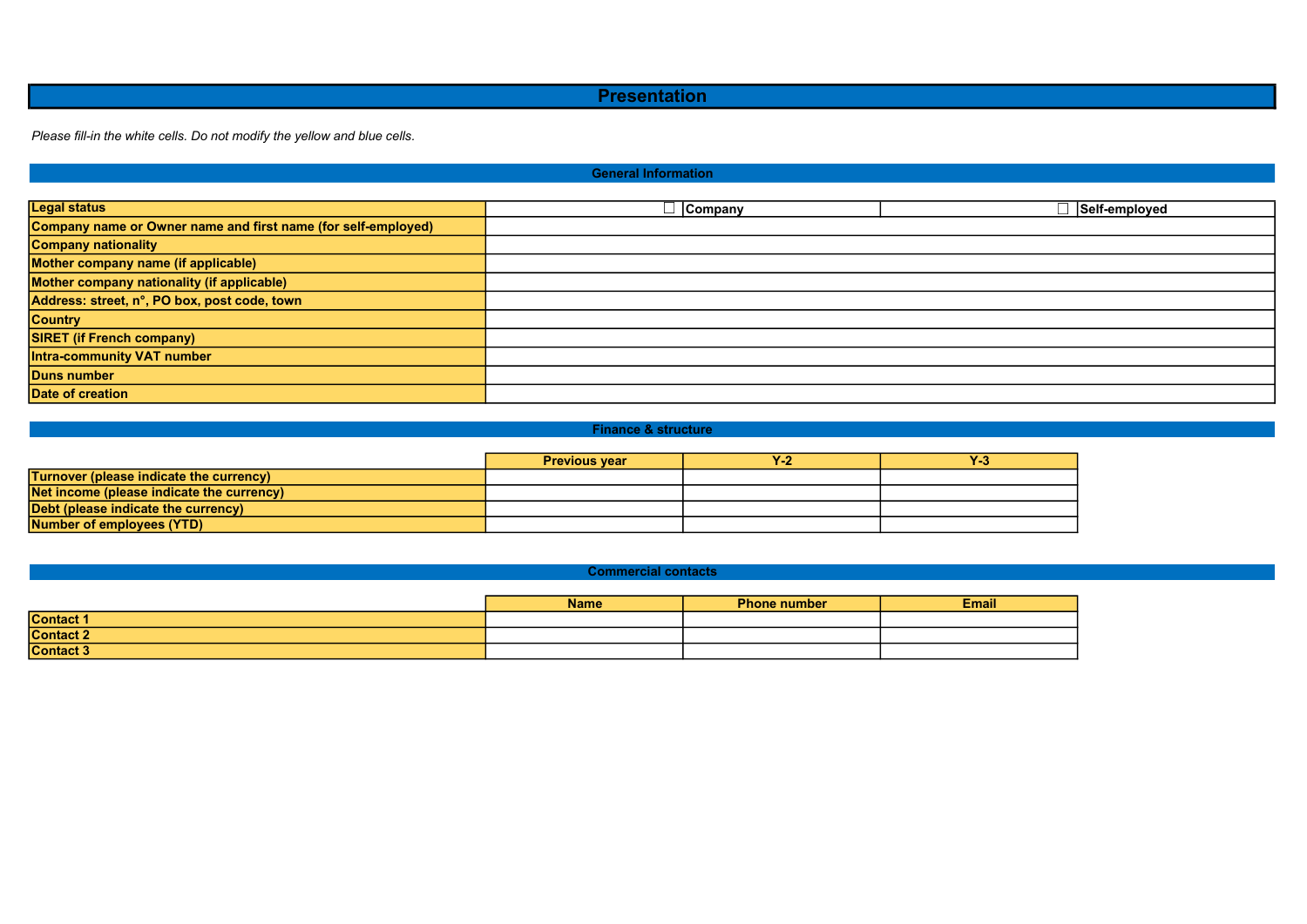# Presentation

*Please fill-in the white cells. Do not modify the yellow and blue cells.*

## General Information

| | | |
|---|---|---|
| **Legal status** | ☐ **Company** | ☐ **Self-employed** |
| **Company name or Owner name and first name (for self-employed)** | | |
| **Company nationality** | | |
| **Mother company name (if applicable)** | | |
| **Mother company nationality (if applicable)** | | |
| **Address: street, n°, PO box, post code, town** | | |
| **Country** | | |
| **SIRET (if French company)** | | |
| **Intra-community VAT number** | | |
| **Duns number** | | |
| **Date of creation** | | |

## Finance & structure

| | **Previous year** | **Y-2** | **Y-3** |
|---|---|---|---|
| **Turnover (please indicate the currency)** | | | |
| **Net income (please indicate the currency)** | | | |
| **Debt (please indicate the currency)** | | | |
| **Number of employees (YTD)** | | | |

## Commercial contacts

| | **Name** | **Phone number** | **Email** |
|---|---|---|---|
| **Contact 1** | | | |
| **Contact 2** | | | |
| **Contact 3** | | | |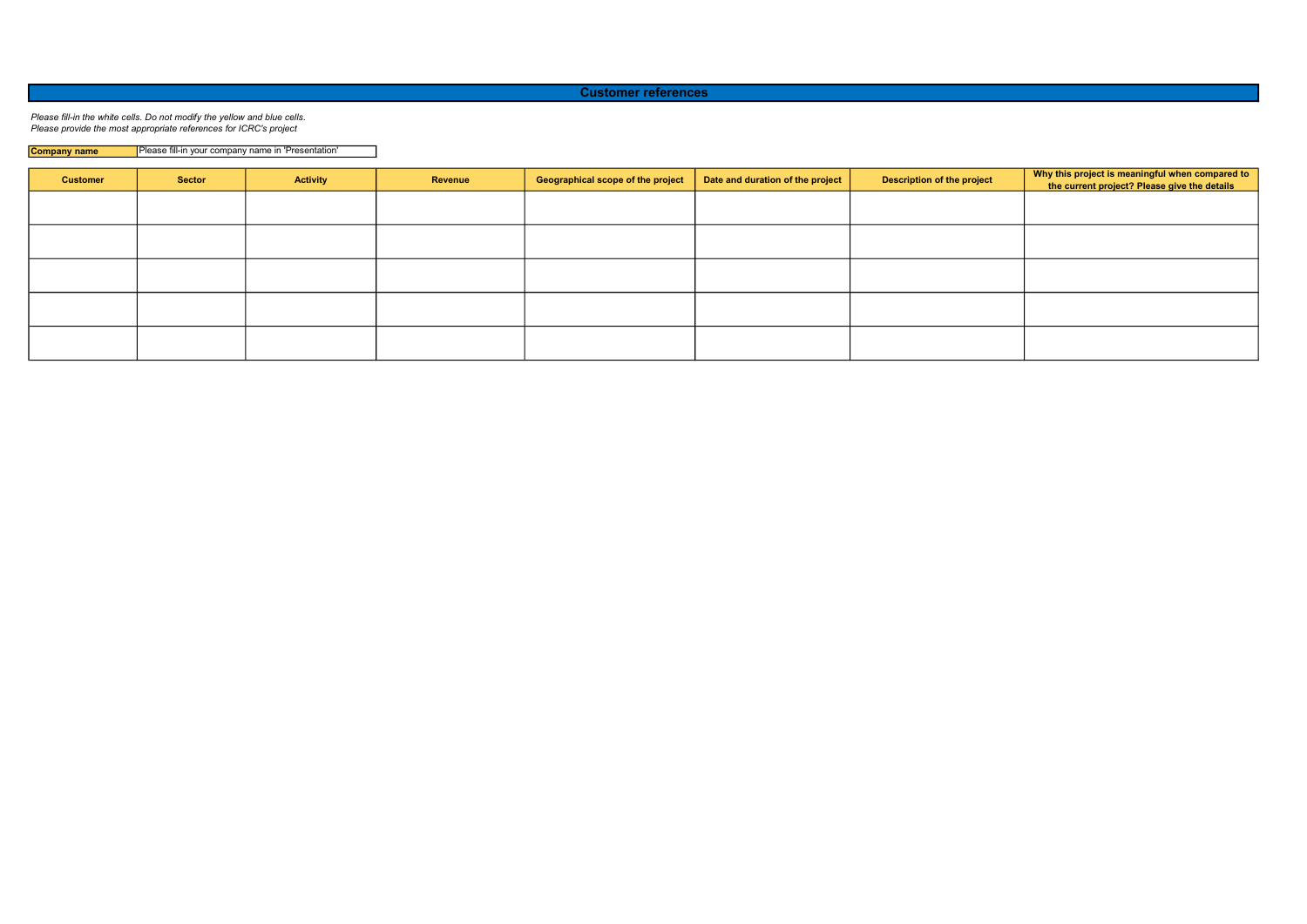# Customer references

*Please fill-in the white cells. Do not modify the yellow and blue cells.*
*Please provide the most appropriate references for ICRC's project*

| **Company name** | Please fill-in your company name in 'Presentation' |
|---|---|

| Customer | Sector | Activity | Revenue | Geographical scope of the project | Date and duration of the project | Description of the project | Why this project is meaningful when compared to the current project? Please give the details |
|---|---|---|---|---|---|---|---|
| | | | | | | | |
| | | | | | | | |
| | | | | | | | |
| | | | | | | | |
| | | | | | | | |